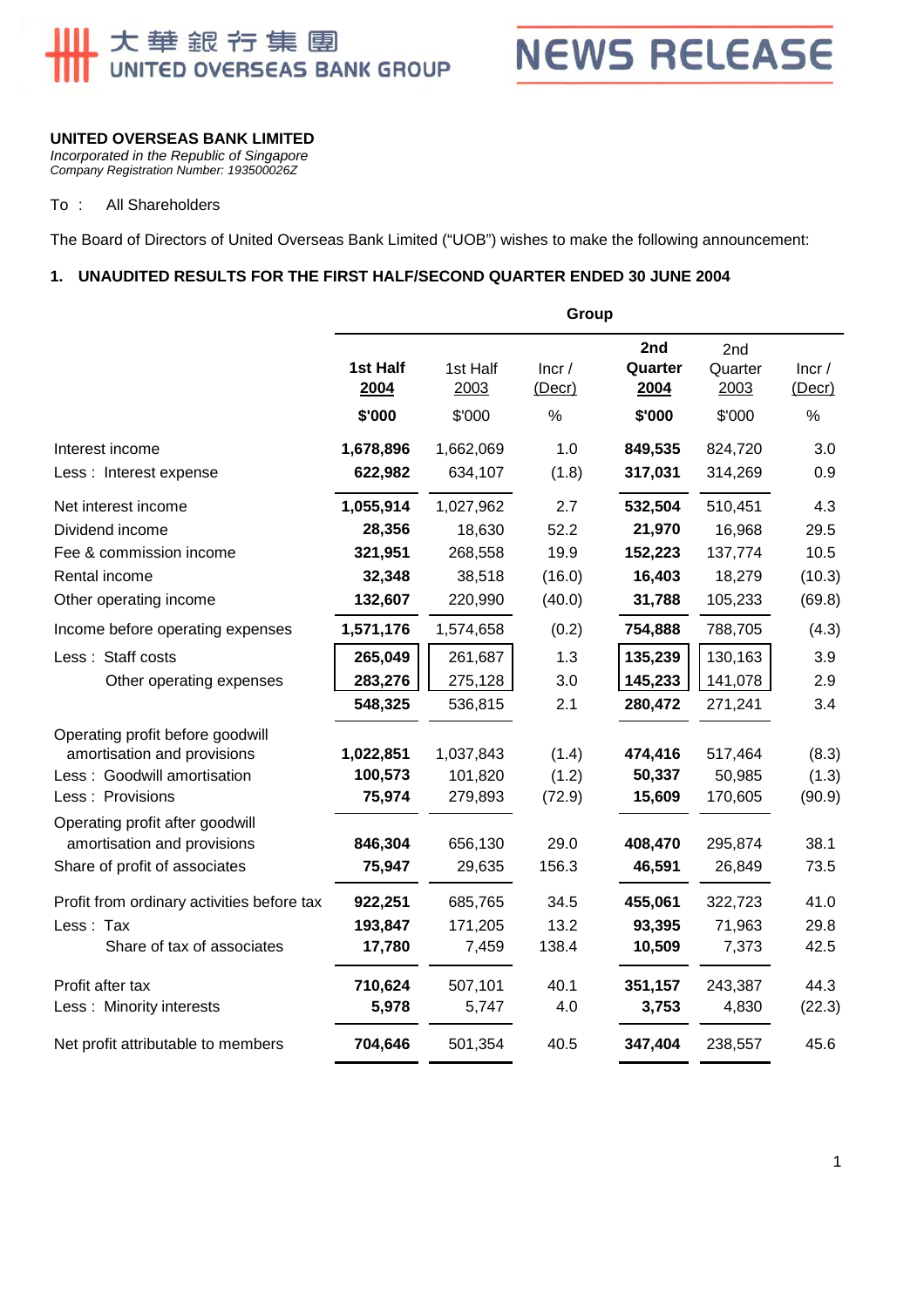大華銀行集團
UNITED OVERSEAS BANK GROUP

# NEWS RELEASE

**UNITED OVERSEAS BANK LIMITED**
*Incorporated in the Republic of Singapore*
*Company Registration Number: 193500026Z*

To : All Shareholders

The Board of Directors of United Overseas Bank Limited ("UOB") wishes to make the following announcement:

## 1. UNAUDITED RESULTS FOR THE FIRST HALF/SECOND QUARTER ENDED 30 JUNE 2004

| | Group | | | | | |
|---|---|---|---|---|---|---|
| | **1st Half 2004** | 1st Half 2003 | Incr / (Decr) | **2nd Quarter 2004** | 2nd Quarter 2003 | Incr / (Decr) |
| | **$'000** | $'000 | % | **$'000** | $'000 | % |
| Interest income | **1,678,896** | 1,662,069 | 1.0 | **849,535** | 824,720 | 3.0 |
| Less : Interest expense | **622,982** | 634,107 | (1.8) | **317,031** | 314,269 | 0.9 |
| Net interest income | **1,055,914** | 1,027,962 | 2.7 | **532,504** | 510,451 | 4.3 |
| Dividend income | **28,356** | 18,630 | 52.2 | **21,970** | 16,968 | 29.5 |
| Fee & commission income | **321,951** | 268,558 | 19.9 | **152,223** | 137,774 | 10.5 |
| Rental income | **32,348** | 38,518 | (16.0) | **16,403** | 18,279 | (10.3) |
| Other operating income | **132,607** | 220,990 | (40.0) | **31,788** | 105,233 | (69.8) |
| Income before operating expenses | **1,571,176** | 1,574,658 | (0.2) | **754,888** | 788,705 | (4.3) |
| Less : Staff costs | **265,049** | 261,687 | 1.3 | **135,239** | 130,163 | 3.9 |
| Other operating expenses | **283,276** | 275,128 | 3.0 | **145,233** | 141,078 | 2.9 |
| | **548,325** | 536,815 | 2.1 | **280,472** | 271,241 | 3.4 |
| Operating profit before goodwill amortisation and provisions | **1,022,851** | 1,037,843 | (1.4) | **474,416** | 517,464 | (8.3) |
| Less : Goodwill amortisation | **100,573** | 101,820 | (1.2) | **50,337** | 50,985 | (1.3) |
| Less : Provisions | **75,974** | 279,893 | (72.9) | **15,609** | 170,605 | (90.9) |
| Operating profit after goodwill amortisation and provisions | **846,304** | 656,130 | 29.0 | **408,470** | 295,874 | 38.1 |
| Share of profit of associates | **75,947** | 29,635 | 156.3 | **46,591** | 26,849 | 73.5 |
| Profit from ordinary activities before tax | **922,251** | 685,765 | 34.5 | **455,061** | 322,723 | 41.0 |
| Less : Tax | **193,847** | 171,205 | 13.2 | **93,395** | 71,963 | 29.8 |
| Share of tax of associates | **17,780** | 7,459 | 138.4 | **10,509** | 7,373 | 42.5 |
| Profit after tax | **710,624** | 507,101 | 40.1 | **351,157** | 243,387 | 44.3 |
| Less : Minority interests | **5,978** | 5,747 | 4.0 | **3,753** | 4,830 | (22.3) |
| Net profit attributable to members | **704,646** | 501,354 | 40.5 | **347,404** | 238,557 | 45.6 |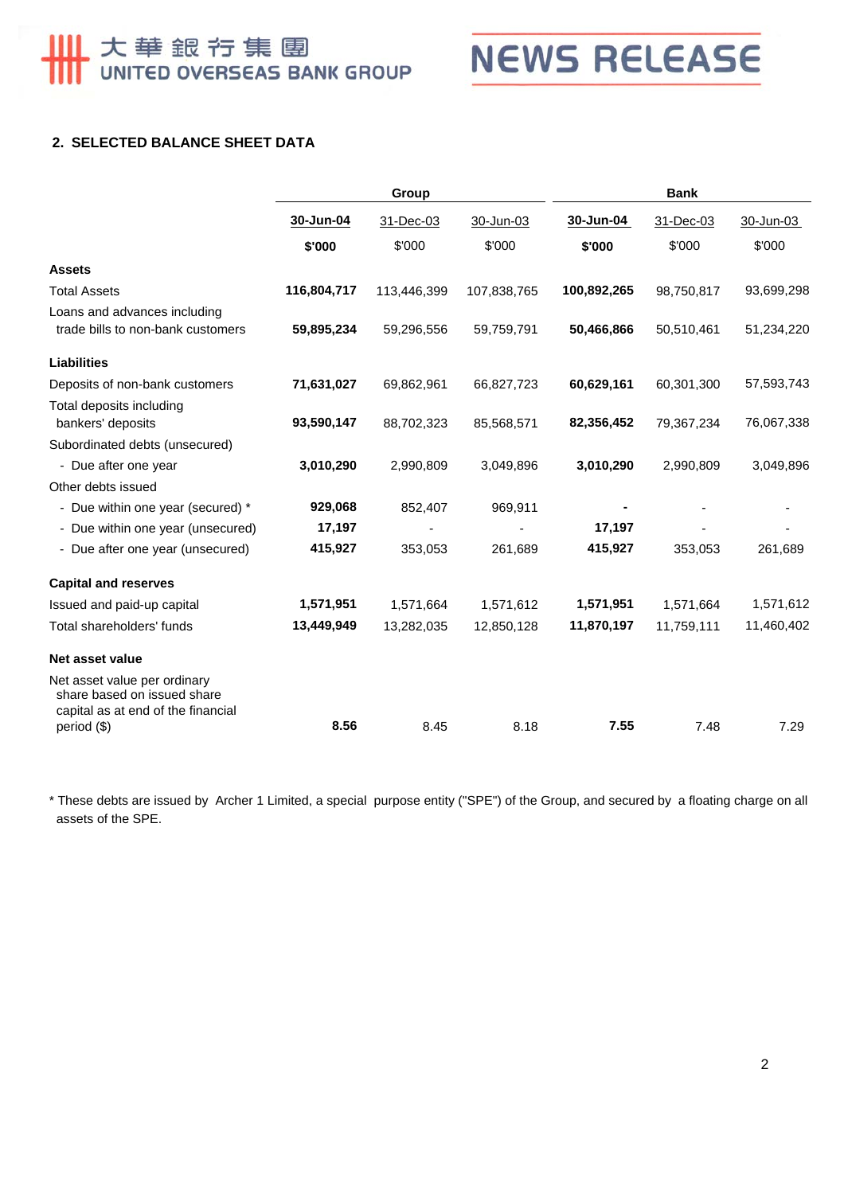## 2. SELECTED BALANCE SHEET DATA

| | Group | | | Bank | | |
|---|---|---|---|---|---|---|
| | **30-Jun-04** | 31-Dec-03 | 30-Jun-03 | **30-Jun-04** | 31-Dec-03 | 30-Jun-03 |
| | **$'000** | $'000 | $'000 | **$'000** | $'000 | $'000 |
| **Assets** | | | | | | |
| Total Assets | **116,804,717** | 113,446,399 | 107,838,765 | **100,892,265** | 98,750,817 | 93,699,298 |
| Loans and advances including trade bills to non-bank customers | **59,895,234** | 59,296,556 | 59,759,791 | **50,466,866** | 50,510,461 | 51,234,220 |
| **Liabilities** | | | | | | |
| Deposits of non-bank customers | **71,631,027** | 69,862,961 | 66,827,723 | **60,629,161** | 60,301,300 | 57,593,743 |
| Total deposits including bankers' deposits | **93,590,147** | 88,702,323 | 85,568,571 | **82,356,452** | 79,367,234 | 76,067,338 |
| Subordinated debts (unsecured) | | | | | | |
| - Due after one year | **3,010,290** | 2,990,809 | 3,049,896 | **3,010,290** | 2,990,809 | 3,049,896 |
| Other debts issued | | | | | | |
| - Due within one year (secured) * | **929,068** | 852,407 | 969,911 | **-** | - | - |
| - Due within one year (unsecured) | **17,197** | - | - | **17,197** | - | - |
| - Due after one year (unsecured) | **415,927** | 353,053 | 261,689 | **415,927** | 353,053 | 261,689 |
| **Capital and reserves** | | | | | | |
| Issued and paid-up capital | **1,571,951** | 1,571,664 | 1,571,612 | **1,571,951** | 1,571,664 | 1,571,612 |
| Total shareholders' funds | **13,449,949** | 13,282,035 | 12,850,128 | **11,870,197** | 11,759,111 | 11,460,402 |
| **Net asset value** | | | | | | |
| Net asset value per ordinary share based on issued share capital as at end of the financial period ($) | **8.56** | 8.45 | 8.18 | **7.55** | 7.48 | 7.29 |

* These debts are issued by Archer 1 Limited, a special purpose entity ("SPE") of the Group, and secured by a floating charge on all assets of the SPE.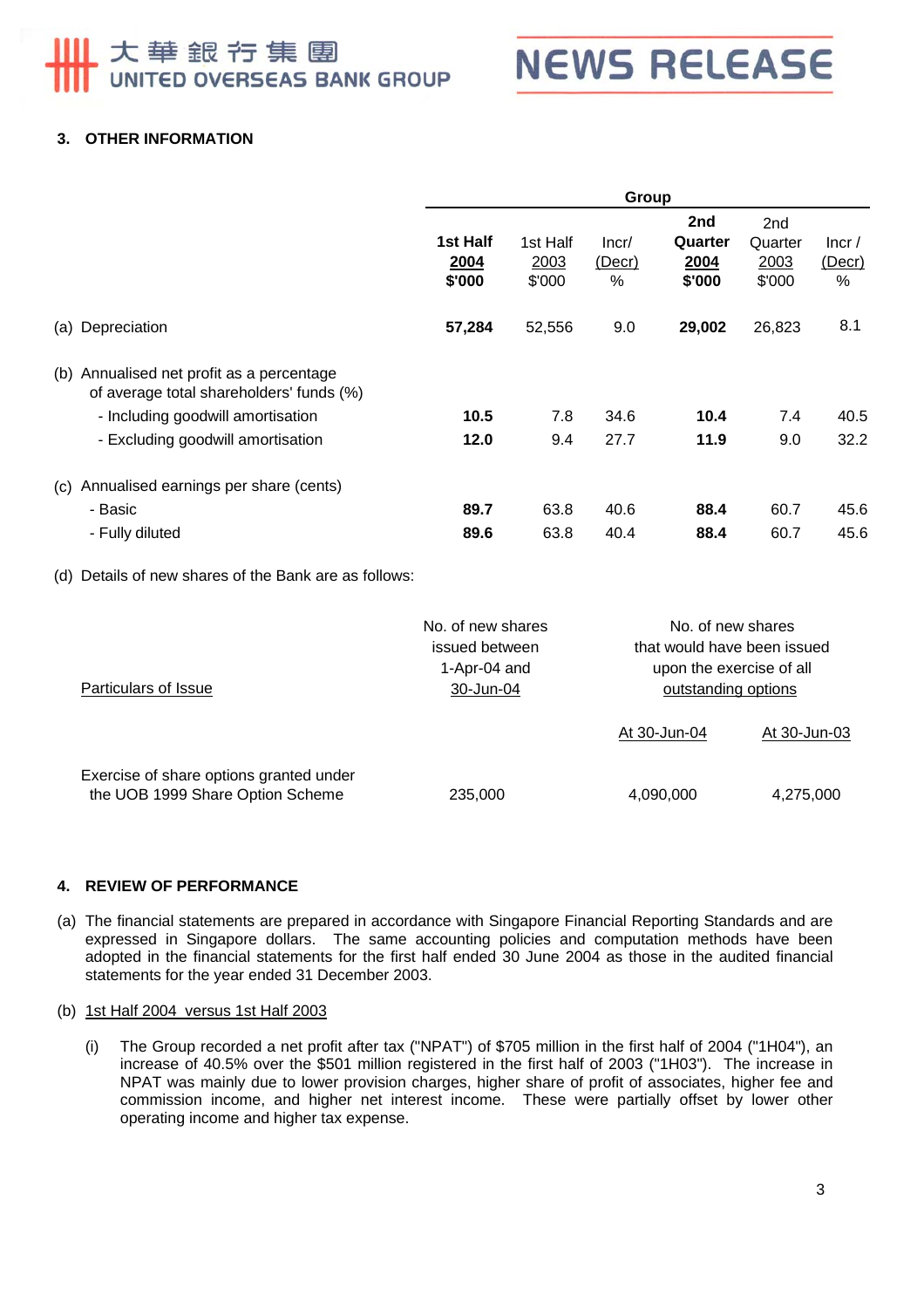### 3. OTHER INFORMATION

| | Group | | | | | |
|---|---|---|---|---|---|---|
| | **1st Half 2004 $'000** | 1st Half 2003 $'000 | Incr/ (Decr) % | **2nd Quarter 2004 $'000** | 2nd Quarter 2003 $'000 | Incr / (Decr) % |
| (a) Depreciation | **57,284** | 52,556 | 9.0 | **29,002** | 26,823 | 8.1 |
| (b) Annualised net profit as a percentage of average total shareholders' funds (%) | | | | | | |
| - Including goodwill amortisation | **10.5** | 7.8 | 34.6 | **10.4** | 7.4 | 40.5 |
| - Excluding goodwill amortisation | **12.0** | 9.4 | 27.7 | **11.9** | 9.0 | 32.2 |
| (c) Annualised earnings per share (cents) | | | | | | |
| - Basic | **89.7** | 63.8 | 40.6 | **88.4** | 60.7 | 45.6 |
| - Fully diluted | **89.6** | 63.8 | 40.4 | **88.4** | 60.7 | 45.6 |

(d) Details of new shares of the Bank are as follows:

| Particulars of Issue | No. of new shares issued between 1-Apr-04 and 30-Jun-04 | No. of new shares that would have been issued upon the exercise of all outstanding options | |
|---|---|---|---|
| | | At 30-Jun-04 | At 30-Jun-03 |
| Exercise of share options granted under the UOB 1999 Share Option Scheme | 235,000 | 4,090,000 | 4,275,000 |

### 4. REVIEW OF PERFORMANCE

(a) The financial statements are prepared in accordance with Singapore Financial Reporting Standards and are expressed in Singapore dollars. The same accounting policies and computation methods have been adopted in the financial statements for the first half ended 30 June 2004 as those in the audited financial statements for the year ended 31 December 2003.

(b) 1st Half 2004 versus 1st Half 2003

(i) The Group recorded a net profit after tax ("NPAT") of $705 million in the first half of 2004 ("1H04"), an increase of 40.5% over the $501 million registered in the first half of 2003 ("1H03"). The increase in NPAT was mainly due to lower provision charges, higher share of profit of associates, higher fee and commission income, and higher net interest income. These were partially offset by lower other operating income and higher tax expense.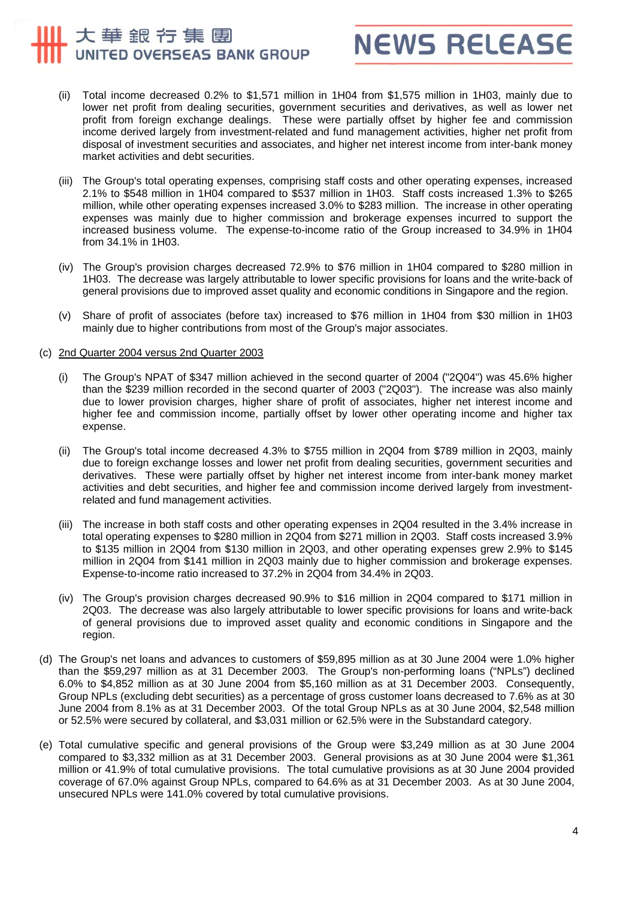(ii) Total income decreased 0.2% to $1,571 million in 1H04 from $1,575 million in 1H03, mainly due to lower net profit from dealing securities, government securities and derivatives, as well as lower net profit from foreign exchange dealings. These were partially offset by higher fee and commission income derived largely from investment-related and fund management activities, higher net profit from disposal of investment securities and associates, and higher net interest income from inter-bank money market activities and debt securities.

(iii) The Group's total operating expenses, comprising staff costs and other operating expenses, increased 2.1% to $548 million in 1H04 compared to $537 million in 1H03. Staff costs increased 1.3% to $265 million, while other operating expenses increased 3.0% to $283 million. The increase in other operating expenses was mainly due to higher commission and brokerage expenses incurred to support the increased business volume. The expense-to-income ratio of the Group increased to 34.9% in 1H04 from 34.1% in 1H03.

(iv) The Group's provision charges decreased 72.9% to $76 million in 1H04 compared to $280 million in 1H03. The decrease was largely attributable to lower specific provisions for loans and the write-back of general provisions due to improved asset quality and economic conditions in Singapore and the region.

(v) Share of profit of associates (before tax) increased to $76 million in 1H04 from $30 million in 1H03 mainly due to higher contributions from most of the Group's major associates.

(c) 2nd Quarter 2004 versus 2nd Quarter 2003

(i) The Group's NPAT of $347 million achieved in the second quarter of 2004 ("2Q04") was 45.6% higher than the $239 million recorded in the second quarter of 2003 ("2Q03"). The increase was also mainly due to lower provision charges, higher share of profit of associates, higher net interest income and higher fee and commission income, partially offset by lower other operating income and higher tax expense.

(ii) The Group's total income decreased 4.3% to $755 million in 2Q04 from $789 million in 2Q03, mainly due to foreign exchange losses and lower net profit from dealing securities, government securities and derivatives. These were partially offset by higher net interest income from inter-bank money market activities and debt securities, and higher fee and commission income derived largely from investment-related and fund management activities.

(iii) The increase in both staff costs and other operating expenses in 2Q04 resulted in the 3.4% increase in total operating expenses to $280 million in 2Q04 from $271 million in 2Q03. Staff costs increased 3.9% to $135 million in 2Q04 from $130 million in 2Q03, and other operating expenses grew 2.9% to $145 million in 2Q04 from $141 million in 2Q03 mainly due to higher commission and brokerage expenses. Expense-to-income ratio increased to 37.2% in 2Q04 from 34.4% in 2Q03.

(iv) The Group's provision charges decreased 90.9% to $16 million in 2Q04 compared to $171 million in 2Q03. The decrease was also largely attributable to lower specific provisions for loans and write-back of general provisions due to improved asset quality and economic conditions in Singapore and the region.

(d) The Group's net loans and advances to customers of $59,895 million as at 30 June 2004 were 1.0% higher than the $59,297 million as at 31 December 2003. The Group's non-performing loans ("NPLs") declined 6.0% to $4,852 million as at 30 June 2004 from $5,160 million as at 31 December 2003. Consequently, Group NPLs (excluding debt securities) as a percentage of gross customer loans decreased to 7.6% as at 30 June 2004 from 8.1% as at 31 December 2003. Of the total Group NPLs as at 30 June 2004, $2,548 million or 52.5% were secured by collateral, and $3,031 million or 62.5% were in the Substandard category.

(e) Total cumulative specific and general provisions of the Group were $3,249 million as at 30 June 2004 compared to $3,332 million as at 31 December 2003. General provisions as at 30 June 2004 were $1,361 million or 41.9% of total cumulative provisions. The total cumulative provisions as at 30 June 2004 provided coverage of 67.0% against Group NPLs, compared to 64.6% as at 31 December 2003. As at 30 June 2004, unsecured NPLs were 141.0% covered by total cumulative provisions.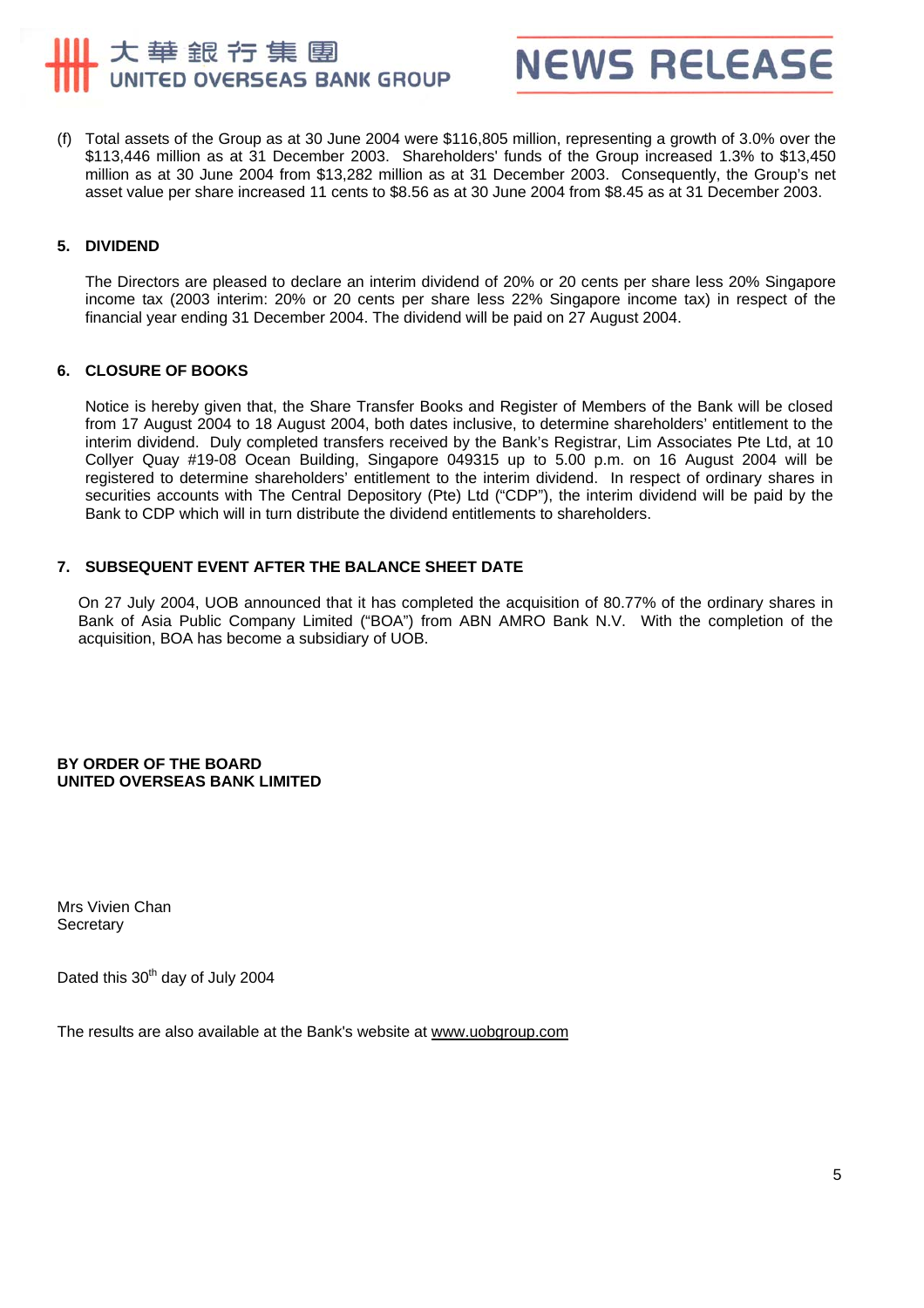(f) Total assets of the Group as at 30 June 2004 were $116,805 million, representing a growth of 3.0% over the $113,446 million as at 31 December 2003. Shareholders' funds of the Group increased 1.3% to $13,450 million as at 30 June 2004 from $13,282 million as at 31 December 2003. Consequently, the Group's net asset value per share increased 11 cents to $8.56 as at 30 June 2004 from $8.45 as at 31 December 2003.

## 5. DIVIDEND

The Directors are pleased to declare an interim dividend of 20% or 20 cents per share less 20% Singapore income tax (2003 interim: 20% or 20 cents per share less 22% Singapore income tax) in respect of the financial year ending 31 December 2004. The dividend will be paid on 27 August 2004.

## 6. CLOSURE OF BOOKS

Notice is hereby given that, the Share Transfer Books and Register of Members of the Bank will be closed from 17 August 2004 to 18 August 2004, both dates inclusive, to determine shareholders' entitlement to the interim dividend. Duly completed transfers received by the Bank's Registrar, Lim Associates Pte Ltd, at 10 Collyer Quay #19-08 Ocean Building, Singapore 049315 up to 5.00 p.m. on 16 August 2004 will be registered to determine shareholders' entitlement to the interim dividend. In respect of ordinary shares in securities accounts with The Central Depository (Pte) Ltd ("CDP"), the interim dividend will be paid by the Bank to CDP which will in turn distribute the dividend entitlements to shareholders.

## 7. SUBSEQUENT EVENT AFTER THE BALANCE SHEET DATE

On 27 July 2004, UOB announced that it has completed the acquisition of 80.77% of the ordinary shares in Bank of Asia Public Company Limited ("BOA") from ABN AMRO Bank N.V. With the completion of the acquisition, BOA has become a subsidiary of UOB.

**BY ORDER OF THE BOARD**
**UNITED OVERSEAS BANK LIMITED**

Mrs Vivien Chan
Secretary

Dated this 30th day of July 2004

The results are also available at the Bank's website at www.uobgroup.com